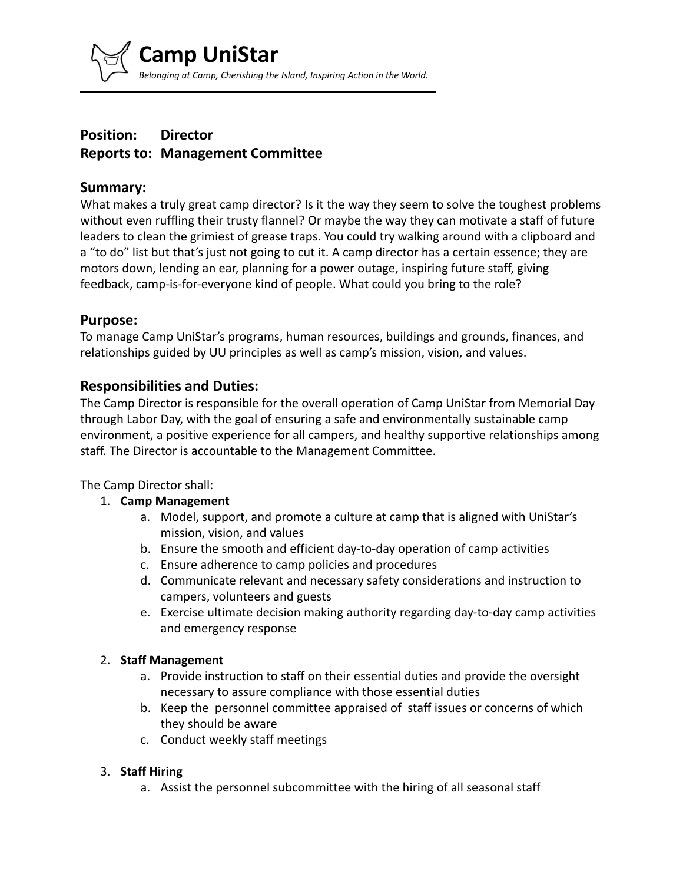# Camp UniStar

*Belonging at Camp, Cherishing the Island, Inspiring Action in the World.*

**Position:** **Director**
**Reports to:** **Management Committee**

## Summary:

What makes a truly great camp director? Is it the way they seem to solve the toughest problems without even ruffling their trusty flannel? Or maybe the way they can motivate a staff of future leaders to clean the grimiest of grease traps. You could try walking around with a clipboard and a "to do" list but that's just not going to cut it. A camp director has a certain essence; they are motors down, lending an ear, planning for a power outage, inspiring future staff, giving feedback, camp-is-for-everyone kind of people. What could you bring to the role?

## Purpose:

To manage Camp UniStar's programs, human resources, buildings and grounds, finances, and relationships guided by UU principles as well as camp's mission, vision, and values.

## Responsibilities and Duties:

The Camp Director is responsible for the overall operation of Camp UniStar from Memorial Day through Labor Day, with the goal of ensuring a safe and environmentally sustainable camp environment, a positive experience for all campers, and healthy supportive relationships among staff. The Director is accountable to the Management Committee.

The Camp Director shall:

1. **Camp Management**
    a. Model, support, and promote a culture at camp that is aligned with UniStar's mission, vision, and values
    b. Ensure the smooth and efficient day-to-day operation of camp activities
    c. Ensure adherence to camp policies and procedures
    d. Communicate relevant and necessary safety considerations and instruction to campers, volunteers and guests
    e. Exercise ultimate decision making authority regarding day-to-day camp activities and emergency response

2. **Staff Management**
    a. Provide instruction to staff on their essential duties and provide the oversight necessary to assure compliance with those essential duties
    b. Keep the personnel committee appraised of staff issues or concerns of which they should be aware
    c. Conduct weekly staff meetings

3. **Staff Hiring**
    a. Assist the personnel subcommittee with the hiring of all seasonal staff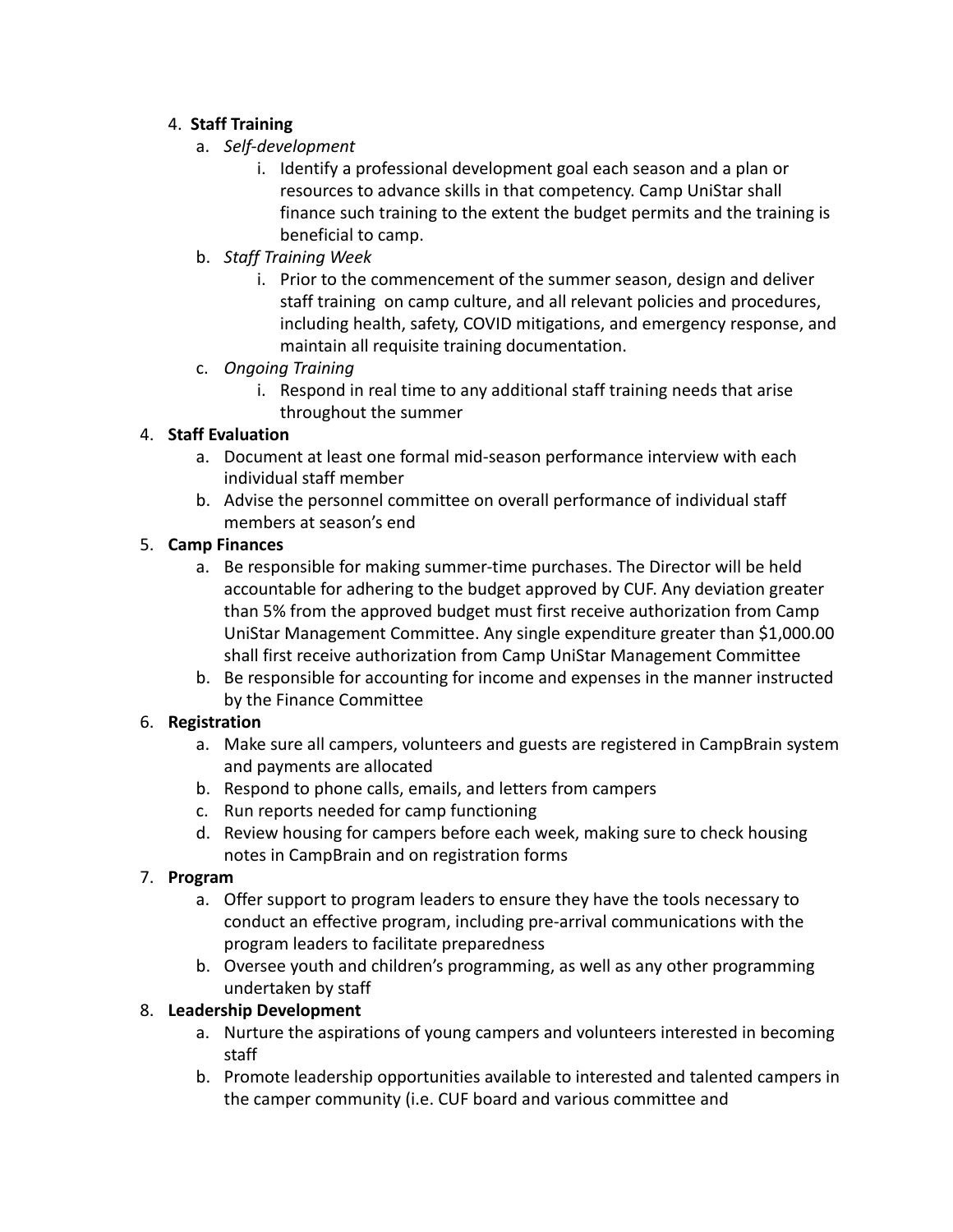4. **Staff Training**
    a. *Self-development*
        i. Identify a professional development goal each season and a plan or resources to advance skills in that competency. Camp UniStar shall finance such training to the extent the budget permits and the training is beneficial to camp.
    b. *Staff Training Week*
        i. Prior to the commencement of the summer season, design and deliver staff training on camp culture, and all relevant policies and procedures, including health, safety, COVID mitigations, and emergency response, and maintain all requisite training documentation.
    c. *Ongoing Training*
        i. Respond in real time to any additional staff training needs that arise throughout the summer

4. **Staff Evaluation**
    a. Document at least one formal mid-season performance interview with each individual staff member
    b. Advise the personnel committee on overall performance of individual staff members at season's end

5. **Camp Finances**
    a. Be responsible for making summer-time purchases. The Director will be held accountable for adhering to the budget approved by CUF. Any deviation greater than 5% from the approved budget must first receive authorization from Camp UniStar Management Committee. Any single expenditure greater than $1,000.00 shall first receive authorization from Camp UniStar Management Committee
    b. Be responsible for accounting for income and expenses in the manner instructed by the Finance Committee

6. **Registration**
    a. Make sure all campers, volunteers and guests are registered in CampBrain system and payments are allocated
    b. Respond to phone calls, emails, and letters from campers
    c. Run reports needed for camp functioning
    d. Review housing for campers before each week, making sure to check housing notes in CampBrain and on registration forms

7. **Program**
    a. Offer support to program leaders to ensure they have the tools necessary to conduct an effective program, including pre-arrival communications with the program leaders to facilitate preparedness
    b. Oversee youth and children's programming, as well as any other programming undertaken by staff

8. **Leadership Development**
    a. Nurture the aspirations of young campers and volunteers interested in becoming staff
    b. Promote leadership opportunities available to interested and talented campers in the camper community (i.e. CUF board and various committee and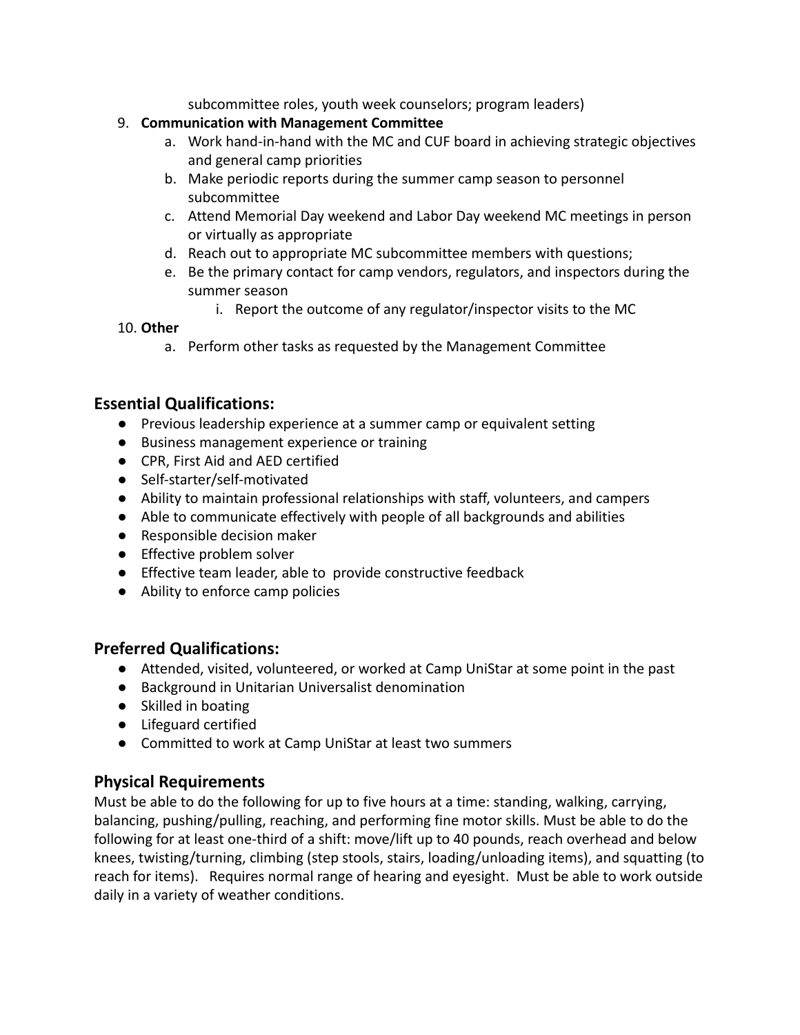subcommittee roles, youth week counselors; program leaders)

9. **Communication with Management Committee**
    a. Work hand-in-hand with the MC and CUF board in achieving strategic objectives and general camp priorities
    b. Make periodic reports during the summer camp season to personnel subcommittee
    c. Attend Memorial Day weekend and Labor Day weekend MC meetings in person or virtually as appropriate
    d. Reach out to appropriate MC subcommittee members with questions;
    e. Be the primary contact for camp vendors, regulators, and inspectors during the summer season
        i. Report the outcome of any regulator/inspector visits to the MC
10. **Other**
    a. Perform other tasks as requested by the Management Committee

## Essential Qualifications:

- Previous leadership experience at a summer camp or equivalent setting
- Business management experience or training
- CPR, First Aid and AED certified
- Self-starter/self-motivated
- Ability to maintain professional relationships with staff, volunteers, and campers
- Able to communicate effectively with people of all backgrounds and abilities
- Responsible decision maker
- Effective problem solver
- Effective team leader, able to provide constructive feedback
- Ability to enforce camp policies

## Preferred Qualifications:

- Attended, visited, volunteered, or worked at Camp UniStar at some point in the past
- Background in Unitarian Universalist denomination
- Skilled in boating
- Lifeguard certified
- Committed to work at Camp UniStar at least two summers

## Physical Requirements

Must be able to do the following for up to five hours at a time: standing, walking, carrying, balancing, pushing/pulling, reaching, and performing fine motor skills. Must be able to do the following for at least one-third of a shift: move/lift up to 40 pounds, reach overhead and below knees, twisting/turning, climbing (step stools, stairs, loading/unloading items), and squatting (to reach for items). Requires normal range of hearing and eyesight. Must be able to work outside daily in a variety of weather conditions.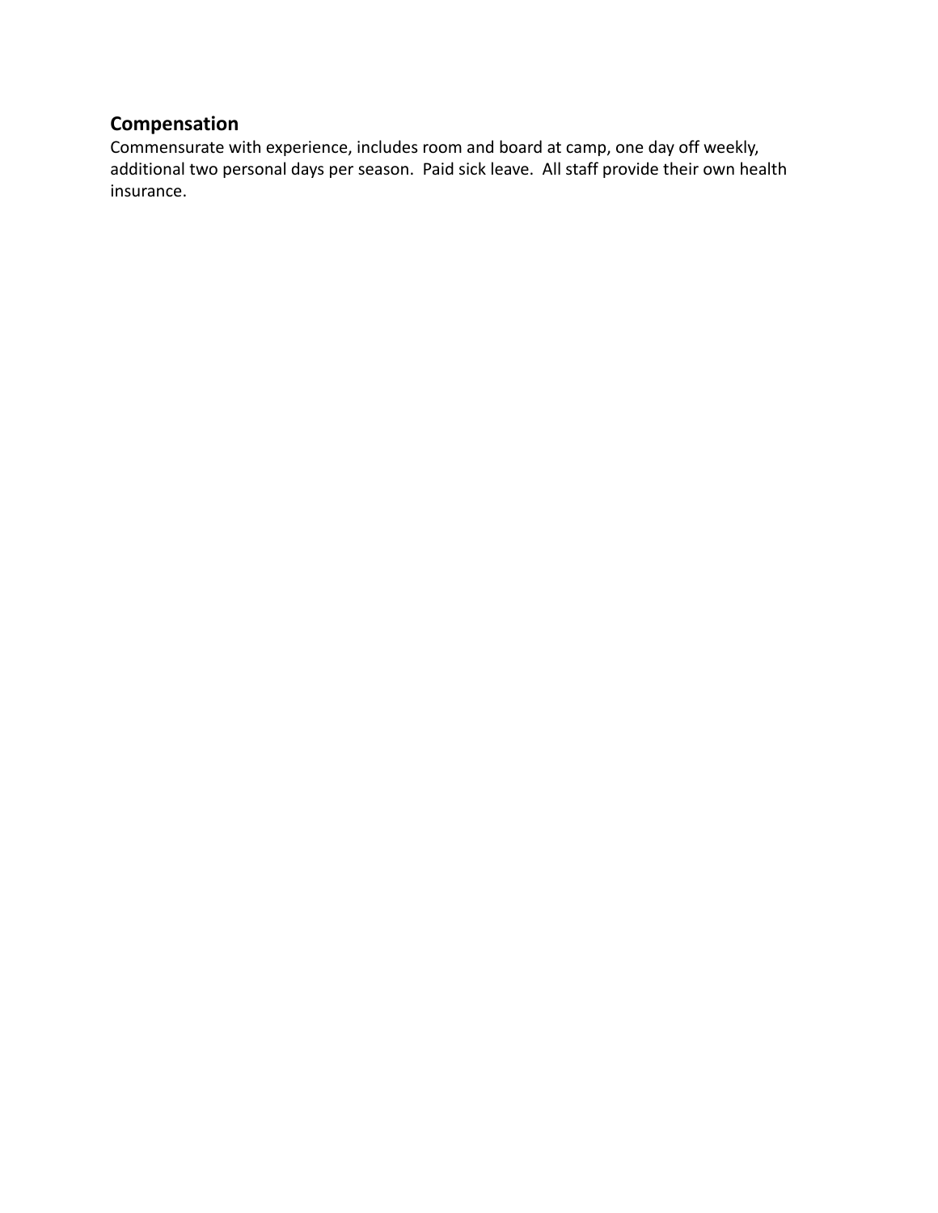## Compensation

Commensurate with experience, includes room and board at camp, one day off weekly, additional two personal days per season. Paid sick leave. All staff provide their own health insurance.